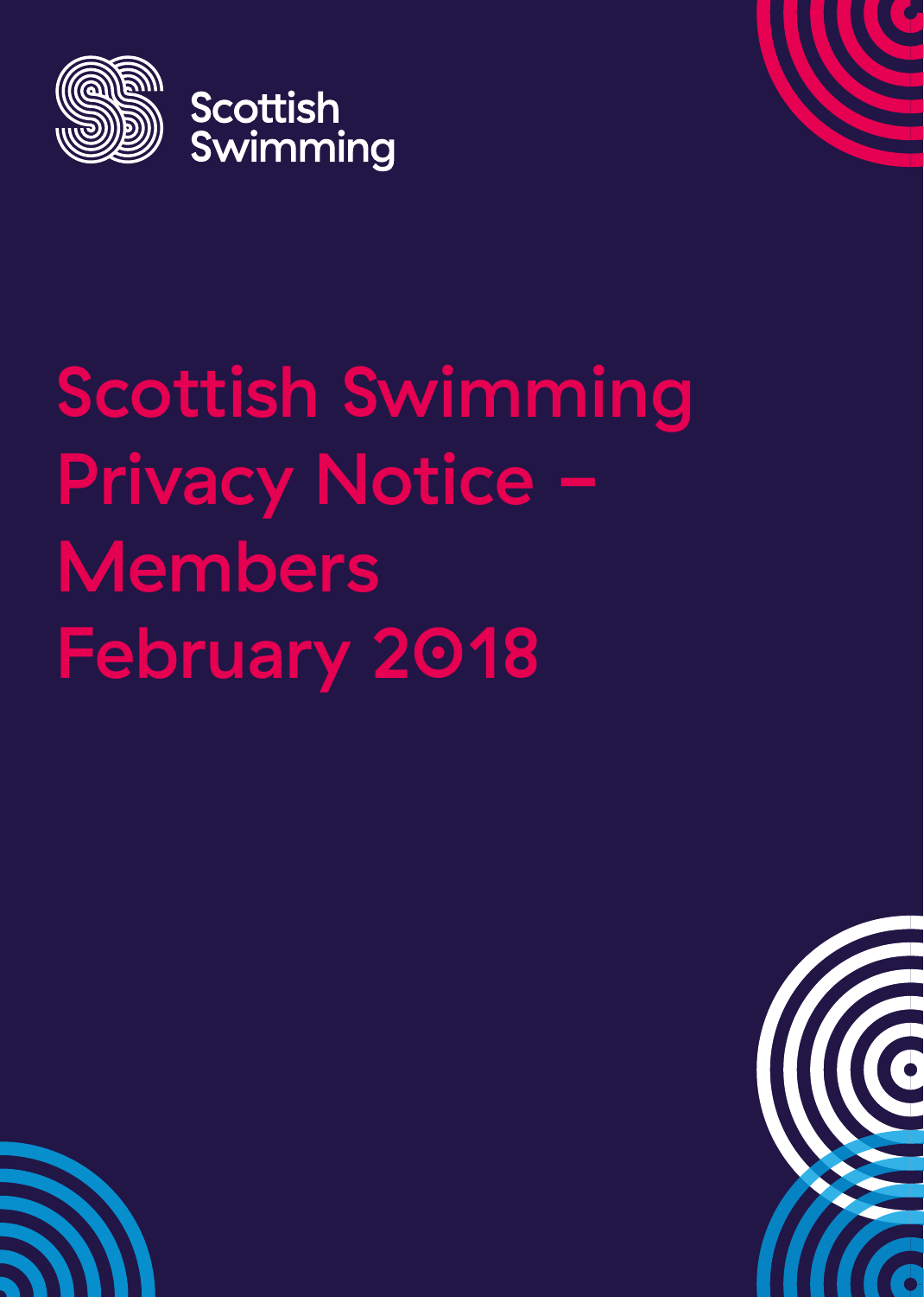Scottish Swimming

# Scottish Swimming Privacy Notice – Members February 2018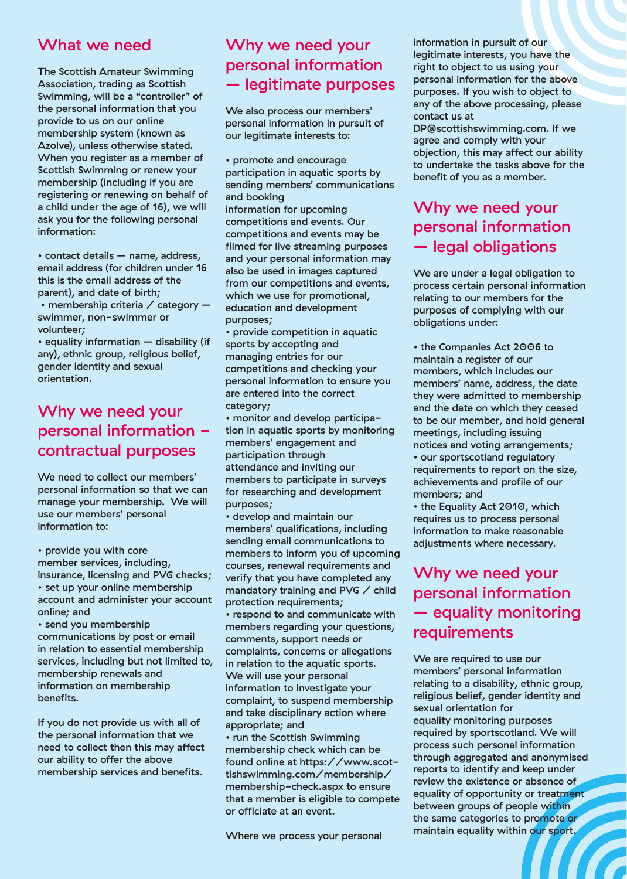## What we need

The Scottish Amateur Swimming Association, trading as Scottish Swimming, will be a "controller" of the personal information that you provide to us on our online membership system (known as Azolve), unless otherwise stated. When you register as a member of Scottish Swimming or renew your membership (including if you are registering or renewing on behalf of a child under the age of 16), we will ask you for the following personal information:

- contact details — name, address, email address (for children under 16 this is the email address of the parent), and date of birth;
- membership criteria / category — swimmer, non-swimmer or volunteer;
- equality information — disability (if any), ethnic group, religious belief, gender identity and sexual orientation.

## Why we need your personal information – contractual purposes

We need to collect our members' personal information so that we can manage your membership. We will use our members' personal information to:

- provide you with core member services, including, insurance, licensing and PVG checks;
- set up your online membership account and administer your account online; and
- send you membership communications by post or email in relation to essential membership services, including but not limited to, membership renewals and information on membership benefits.

If you do not provide us with all of the personal information that we need to collect then this may affect our ability to offer the above membership services and benefits.

## Why we need your personal information — legitimate purposes

We also process our members' personal information in pursuit of our legitimate interests to:

- promote and encourage participation in aquatic sports by sending members' communications and booking information for upcoming competitions and events. Our competitions and events may be filmed for live streaming purposes and your personal information may also be used in images captured from our competitions and events, which we use for promotional, education and development purposes;
- provide competition in aquatic sports by accepting and managing entries for our competitions and checking your personal information to ensure you are entered into the correct category;
- monitor and develop participation in aquatic sports by monitoring members' engagement and participation through attendance and inviting our members to participate in surveys for researching and development purposes;
- develop and maintain our members' qualifications, including sending email communications to members to inform you of upcoming courses, renewal requirements and verify that you have completed any mandatory training and PVG / child protection requirements;
- respond to and communicate with members regarding your questions, comments, support needs or complaints, concerns or allegations in relation to the aquatic sports. We will use your personal information to investigate your complaint, to suspend membership and take disciplinary action where appropriate; and
- run the Scottish Swimming membership check which can be found online at https://www.scottishswimming.com/membership/membership-check.aspx to ensure that a member is eligible to compete or officiate at an event.

Where we process your personal information in pursuit of our legitimate interests, you have the right to object to us using your personal information for the above purposes. If you wish to object to any of the above processing, please contact us at DP@scottishswimming.com. If we agree and comply with your objection, this may affect our ability to undertake the tasks above for the benefit of you as a member.

## Why we need your personal information — legal obligations

We are under a legal obligation to process certain personal information relating to our members for the purposes of complying with our obligations under:

- the Companies Act 2006 to maintain a register of our members, which includes our members' name, address, the date they were admitted to membership and the date on which they ceased to be our member, and hold general meetings, including issuing notices and voting arrangements;
- our sportscotland regulatory requirements to report on the size, achievements and profile of our members; and
- the Equality Act 2010, which requires us to process personal information to make reasonable adjustments where necessary.

## Why we need your personal information — equality monitoring requirements

We are required to use our members' personal information relating to a disability, ethnic group, religious belief, gender identity and sexual orientation for equality monitoring purposes required by sportscotland. We will process such personal information through aggregated and anonymised reports to identify and keep under review the existence or absence of equality of opportunity or treatment between groups of people within the same categories to promote or maintain equality within our sport.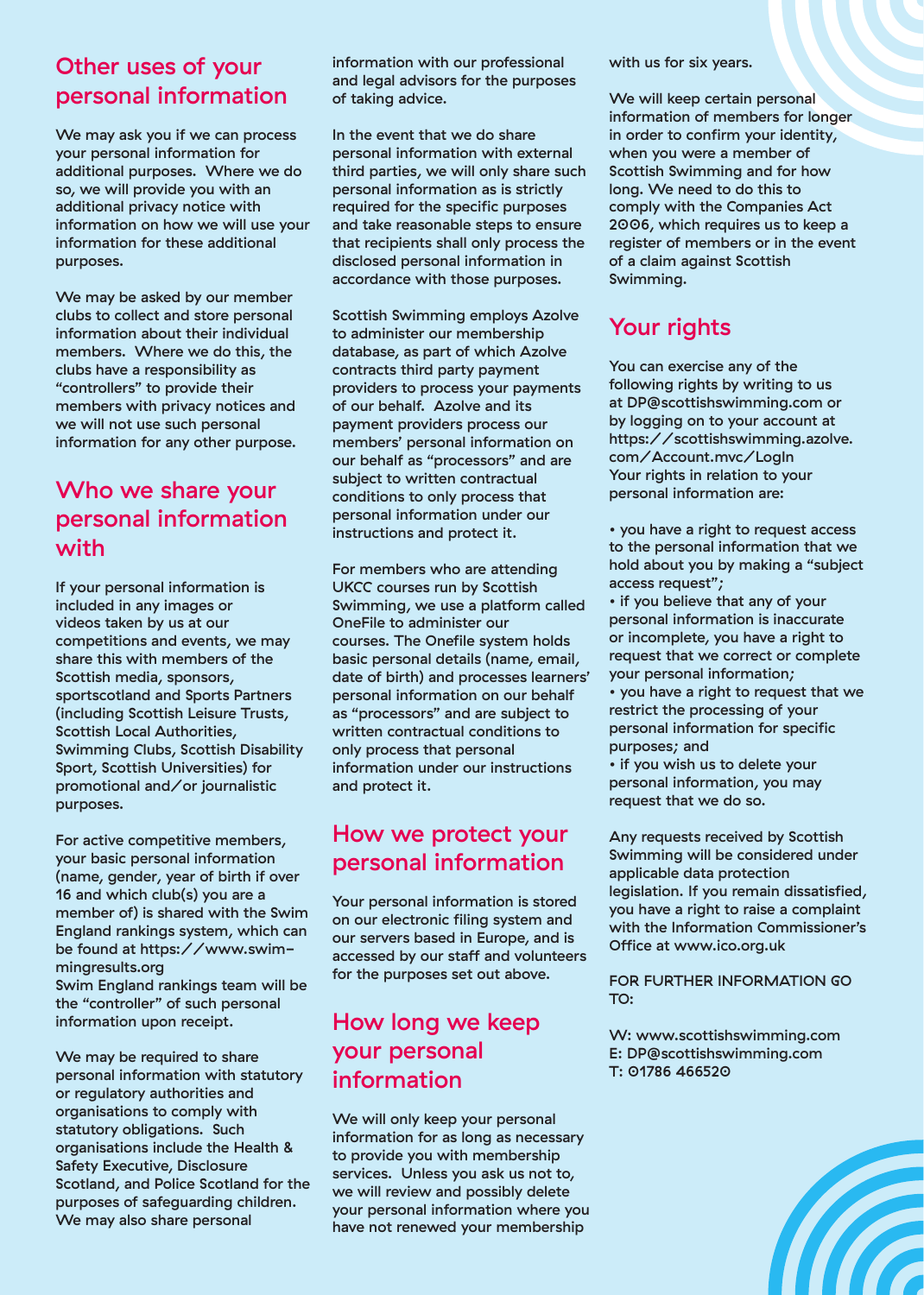## Other uses of your personal information

We may ask you if we can process your personal information for additional purposes. Where we do so, we will provide you with an additional privacy notice with information on how we will use your information for these additional purposes.

We may be asked by our member clubs to collect and store personal information about their individual members. Where we do this, the clubs have a responsibility as "controllers" to provide their members with privacy notices and we will not use such personal information for any other purpose.

## Who we share your personal information with

If your personal information is included in any images or videos taken by us at our competitions and events, we may share this with members of the Scottish media, sponsors, sportscotland and Sports Partners (including Scottish Leisure Trusts, Scottish Local Authorities, Swimming Clubs, Scottish Disability Sport, Scottish Universities) for promotional and/or journalistic purposes.

For active competitive members, your basic personal information (name, gender, year of birth if over 16 and which club(s) you are a member of) is shared with the Swim England rankings system, which can be found at https://www.swimmingresults.org
Swim England rankings team will be the "controller" of such personal information upon receipt.

We may be required to share personal information with statutory or regulatory authorities and organisations to comply with statutory obligations. Such organisations include the Health & Safety Executive, Disclosure Scotland, and Police Scotland for the purposes of safeguarding children. We may also share personal information with our professional and legal advisors for the purposes of taking advice.

In the event that we do share personal information with external third parties, we will only share such personal information as is strictly required for the specific purposes and take reasonable steps to ensure that recipients shall only process the disclosed personal information in accordance with those purposes.

Scottish Swimming employs Azolve to administer our membership database, as part of which Azolve contracts third party payment providers to process your payments of our behalf. Azolve and its payment providers process our members' personal information on our behalf as "processors" and are subject to written contractual conditions to only process that personal information under our instructions and protect it.

For members who are attending UKCC courses run by Scottish Swimming, we use a platform called OneFile to administer our courses. The Onefile system holds basic personal details (name, email, date of birth) and processes learners' personal information on our behalf as "processors" and are subject to written contractual conditions to only process that personal information under our instructions and protect it.

## How we protect your personal information

Your personal information is stored on our electronic filing system and our servers based in Europe, and is accessed by our staff and volunteers for the purposes set out above.

## How long we keep your personal information

We will only keep your personal information for as long as necessary to provide you with membership services. Unless you ask us not to, we will review and possibly delete your personal information where you have not renewed your membership with us for six years.

We will keep certain personal information of members for longer in order to confirm your identity, when you were a member of Scottish Swimming and for how long. We need to do this to comply with the Companies Act 2006, which requires us to keep a register of members or in the event of a claim against Scottish Swimming.

## Your rights

You can exercise any of the following rights by writing to us at DP@scottishswimming.com or by logging on to your account at https://scottishswimming.azolve.com/Account.mvc/LogIn
Your rights in relation to your personal information are:

- you have a right to request access to the personal information that we hold about you by making a "subject access request";
- if you believe that any of your personal information is inaccurate or incomplete, you have a right to request that we correct or complete your personal information;
- you have a right to request that we restrict the processing of your personal information for specific purposes; and
- if you wish us to delete your personal information, you may request that we do so.

Any requests received by Scottish Swimming will be considered under applicable data protection legislation. If you remain dissatisfied, you have a right to raise a complaint with the Information Commissioner's Office at www.ico.org.uk

FOR FURTHER INFORMATION GO TO:

W: www.scottishswimming.com
E: DP@scottishswimming.com
T: 01786 466520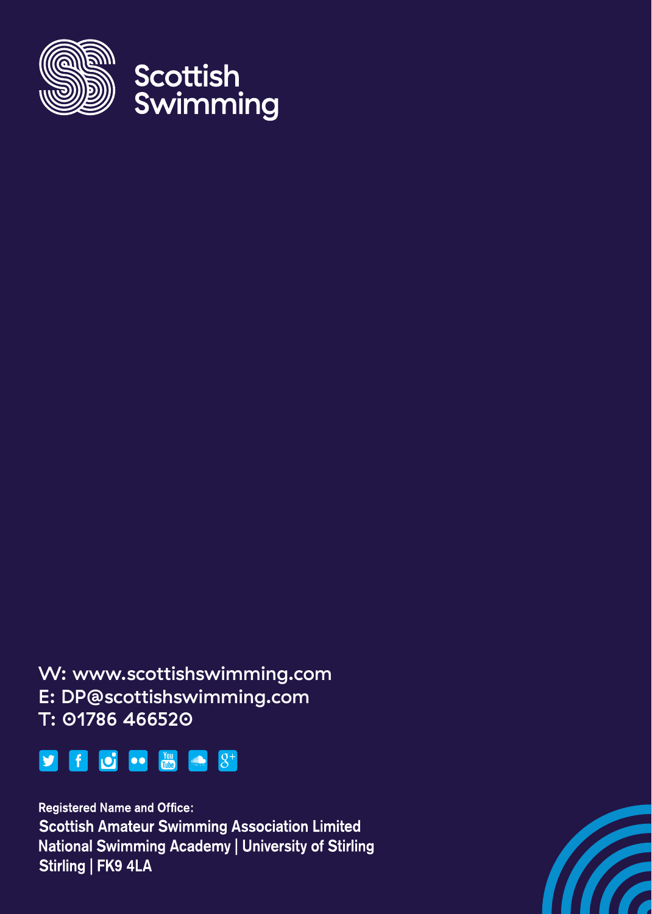Scottish Swimming

W: www.scottishswimming.com
E: DP@scottishswimming.com
T: 01786 466520

Registered Name and Office:
Scottish Amateur Swimming Association Limited
National Swimming Academy | University of Stirling
Stirling | FK9 4LA